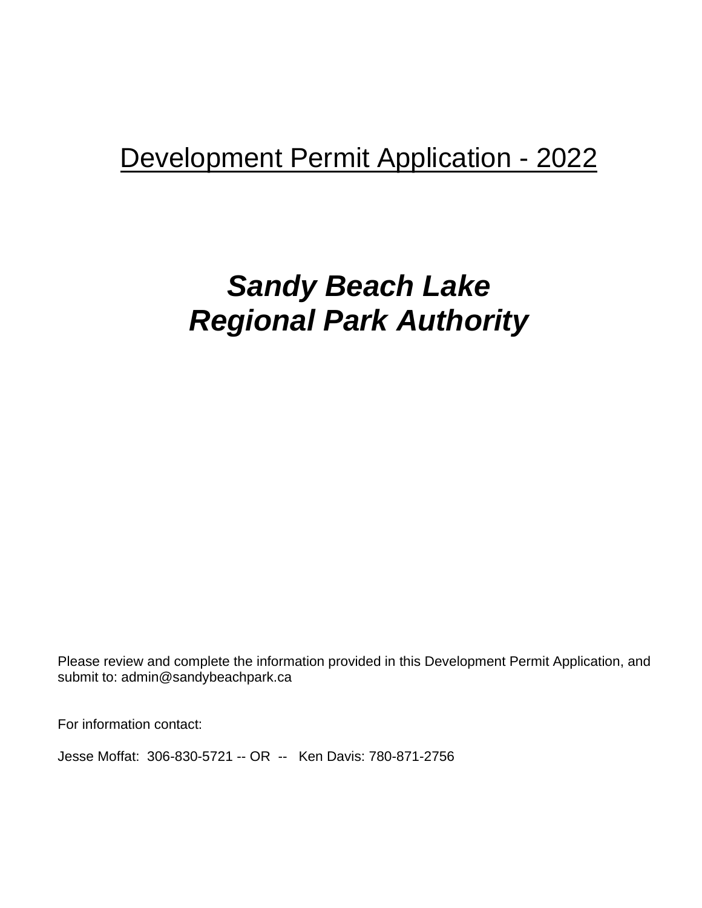# Development Permit Application - 2022

## *Sandy Beach Lake*
## *Regional Park Authority*

Please review and complete the information provided in this Development Permit Application, and submit to: admin@sandybeachpark.ca

For information contact:

Jesse Moffat: 306-830-5721 -- OR -- Ken Davis: 780-871-2756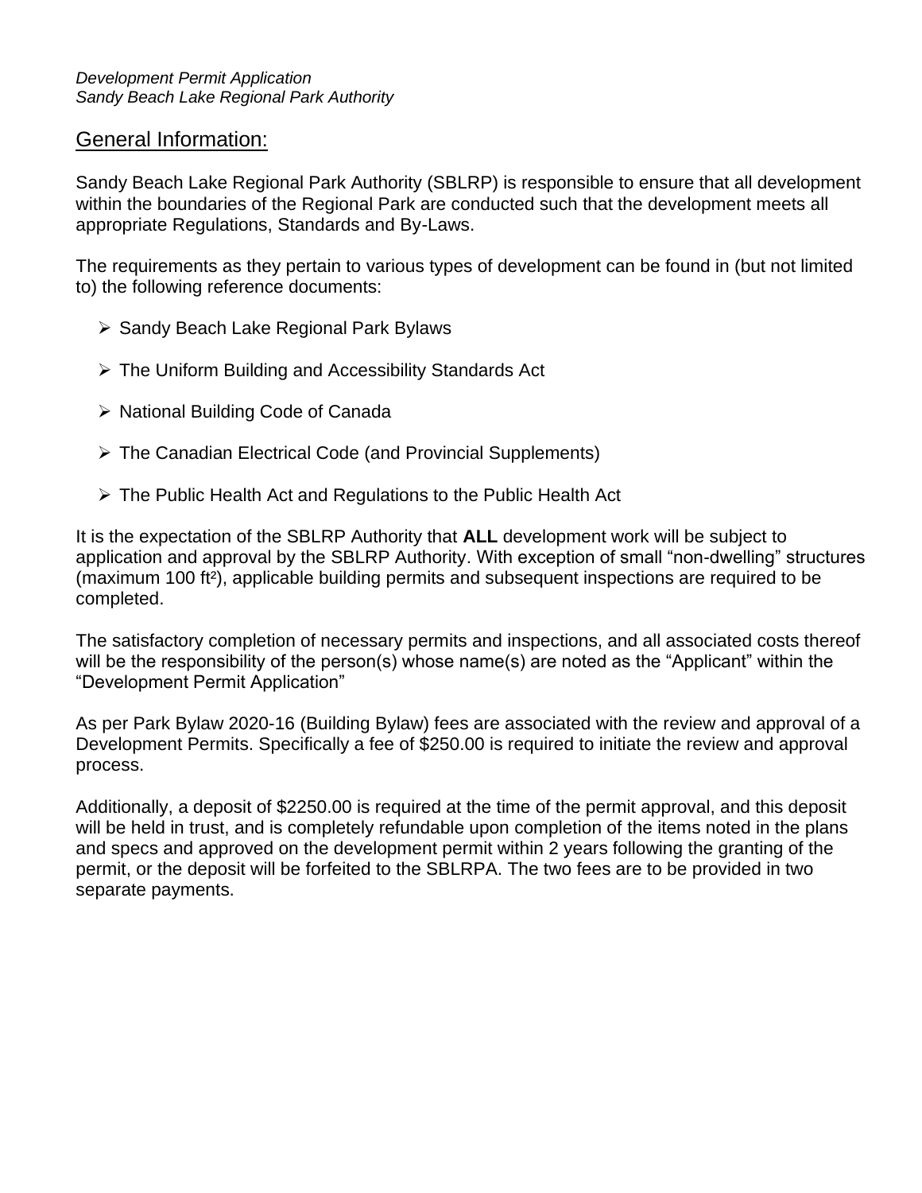*Development Permit Application*
*Sandy Beach Lake Regional Park Authority*

## General Information:

Sandy Beach Lake Regional Park Authority (SBLRP) is responsible to ensure that all development within the boundaries of the Regional Park are conducted such that the development meets all appropriate Regulations, Standards and By-Laws.

The requirements as they pertain to various types of development can be found in (but not limited to) the following reference documents:

- Sandy Beach Lake Regional Park Bylaws
- The Uniform Building and Accessibility Standards Act
- National Building Code of Canada
- The Canadian Electrical Code (and Provincial Supplements)
- The Public Health Act and Regulations to the Public Health Act

It is the expectation of the SBLRP Authority that **ALL** development work will be subject to application and approval by the SBLRP Authority. With exception of small "non-dwelling" structures (maximum 100 ft²), applicable building permits and subsequent inspections are required to be completed.

The satisfactory completion of necessary permits and inspections, and all associated costs thereof will be the responsibility of the person(s) whose name(s) are noted as the "Applicant" within the "Development Permit Application"

As per Park Bylaw 2020-16 (Building Bylaw) fees are associated with the review and approval of a Development Permits. Specifically a fee of $250.00 is required to initiate the review and approval process.

Additionally, a deposit of $2250.00 is required at the time of the permit approval, and this deposit will be held in trust, and is completely refundable upon completion of the items noted in the plans and specs and approved on the development permit within 2 years following the granting of the permit, or the deposit will be forfeited to the SBLRPA. The two fees are to be provided in two separate payments.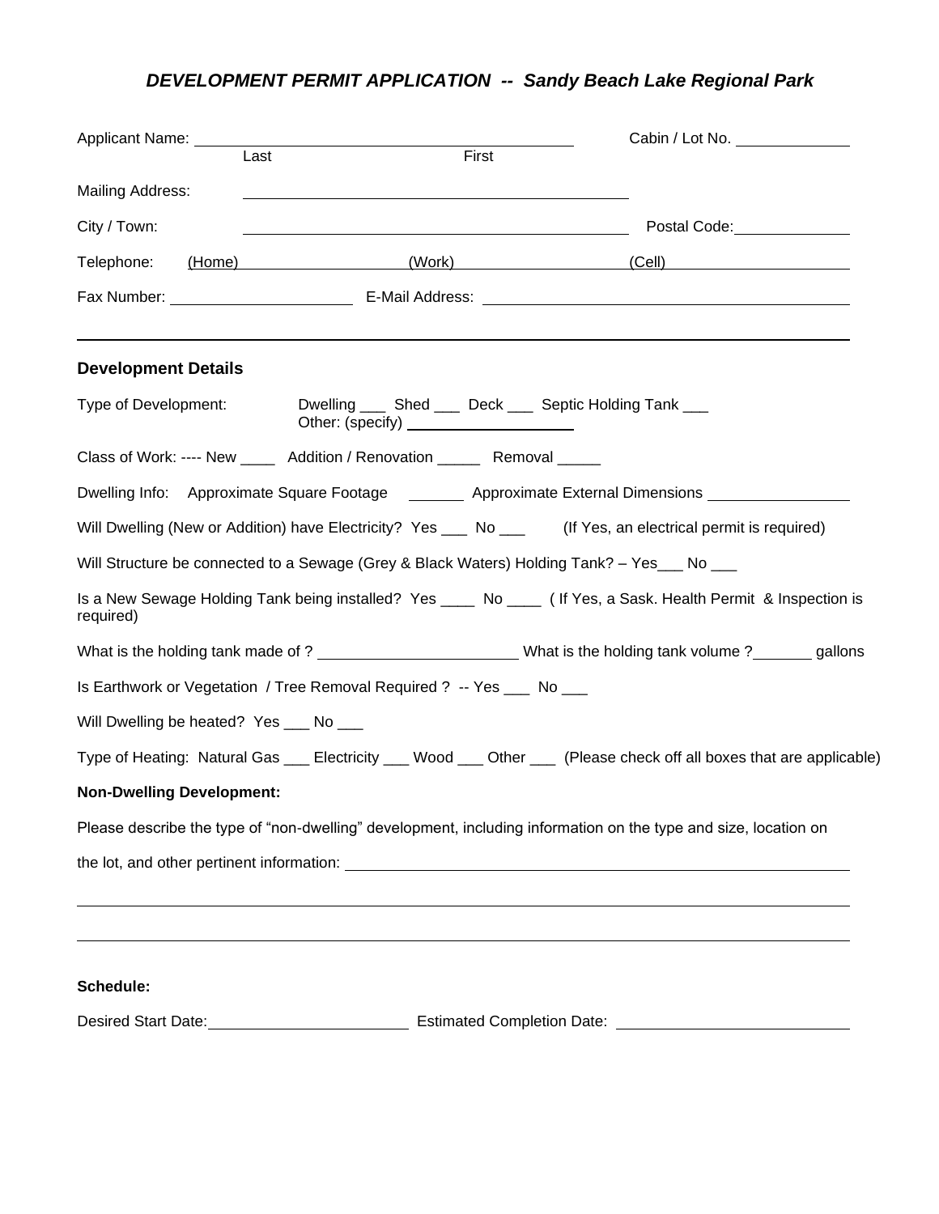# *DEVELOPMENT PERMIT APPLICATION -- Sandy Beach Lake Regional Park*

Applicant Name: ______________________________ Cabin / Lot No. ____________

Last First

Mailing Address: ______________________________

City / Town: ______________________________ Postal Code: ____________

Telephone: (Home) ____________ (Work) ____________ (Cell) ____________

Fax Number: ____________ E-Mail Address: ______________________________

---

**Development Details**

Type of Development: Dwelling ___ Shed ___ Deck ___ Septic Holding Tank ___
Other: (specify) ____________

Class of Work: ---- New ____ Addition / Renovation _____ Removal _____

Dwelling Info: Approximate Square Footage _______ Approximate External Dimensions ____________

Will Dwelling (New or Addition) have Electricity? Yes ___ No ___ (If Yes, an electrical permit is required)

Will Structure be connected to a Sewage (Grey & Black Waters) Holding Tank? – Yes___ No ___

Is a New Sewage Holding Tank being installed? Yes ____ No ____ ( If Yes, a Sask. Health Permit & Inspection is required)

What is the holding tank made of ? ____________ What is the holding tank volume ?_______ gallons

Is Earthwork or Vegetation / Tree Removal Required ? -- Yes ___ No ___

Will Dwelling be heated? Yes ___ No ___

Type of Heating: Natural Gas ___ Electricity ___ Wood ___ Other ___ (Please check off all boxes that are applicable)

**Non-Dwelling Development:**

Please describe the type of "non-dwelling" development, including information on the type and size, location on the lot, and other pertinent information: ______________________________

______________________________

______________________________

**Schedule:**

Desired Start Date: ____________ Estimated Completion Date: ____________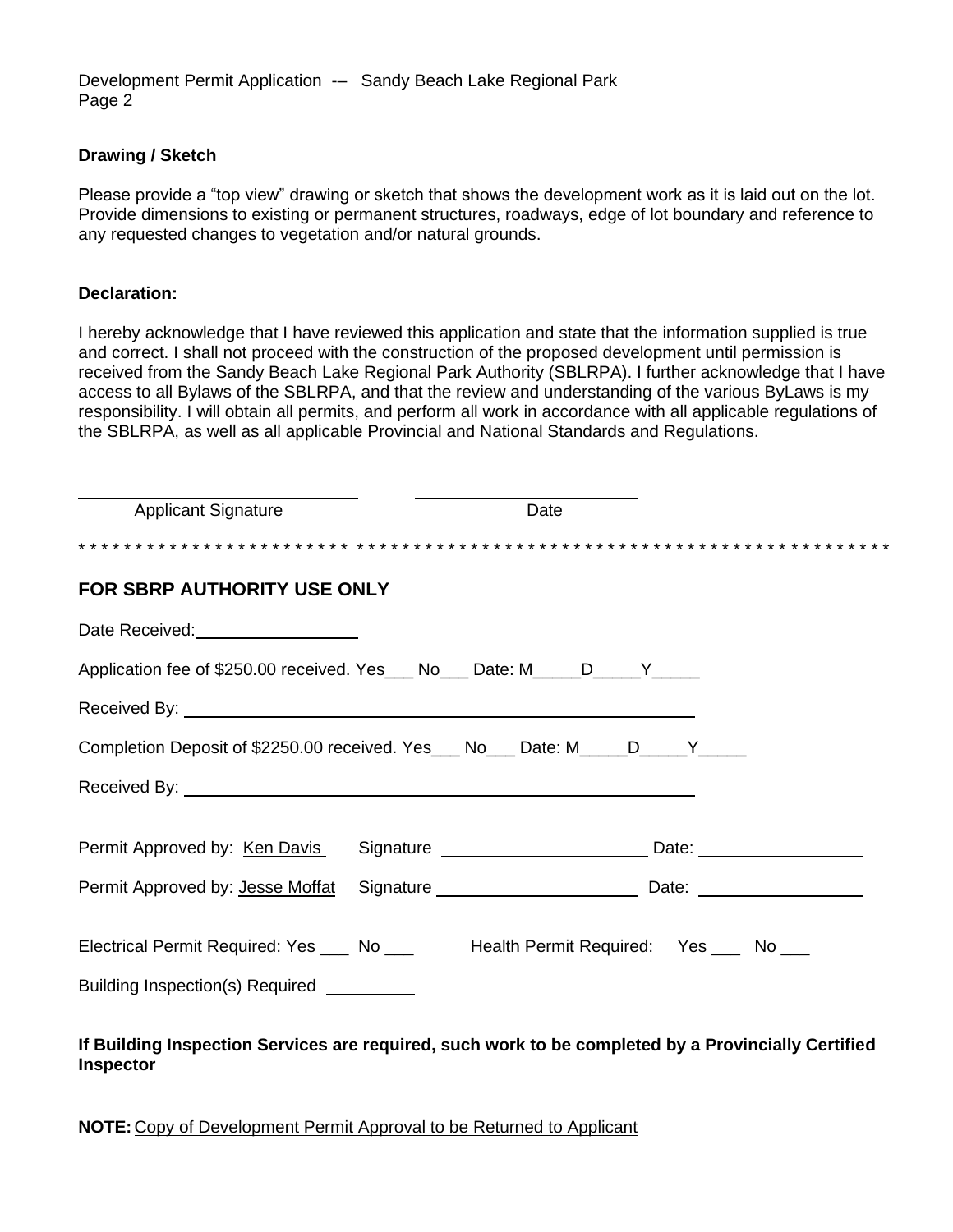## Drawing / Sketch

Please provide a "top view" drawing or sketch that shows the development work as it is laid out on the lot. Provide dimensions to existing or permanent structures, roadways, edge of lot boundary and reference to any requested changes to vegetation and/or natural grounds.

## Declaration:

I hereby acknowledge that I have reviewed this application and state that the information supplied is true and correct. I shall not proceed with the construction of the proposed development until permission is received from the Sandy Beach Lake Regional Park Authority (SBLRPA). I further acknowledge that I have access to all Bylaws of the SBLRPA, and that the review and understanding of the various ByLaws is my responsibility. I will obtain all permits, and perform all work in accordance with all applicable regulations of the SBLRPA, as well as all applicable Provincial and National Standards and Regulations.

______________________________ ______________________

Applicant Signature Date

* * * * * * * * * * * * * * * * * * * * * * * * * * * * * * * * * * * * * * * * * * * * * * * * * * * * * * * * * * * * * * * * * * * * * * * * *

## FOR SBRP AUTHORITY USE ONLY

Date Received: __________________

Application fee of $250.00 received. Yes___ No___ Date: M_____D_____Y_____

Received By: ____________________________________________

Completion Deposit of $2250.00 received. Yes___ No___ Date: M_____D_____Y_____

Received By: ____________________________________________

Permit Approved by: Ken Davis Signature ______________________ Date: __________________

Permit Approved by: Jesse Moffat Signature ______________________ Date: __________________

Electrical Permit Required: Yes ___ No ___ Health Permit Required: Yes ___ No ___

Building Inspection(s) Required __________

**If Building Inspection Services are required, such work to be completed by a Provincially Certified Inspector**

**NOTE:** Copy of Development Permit Approval to be Returned to Applicant